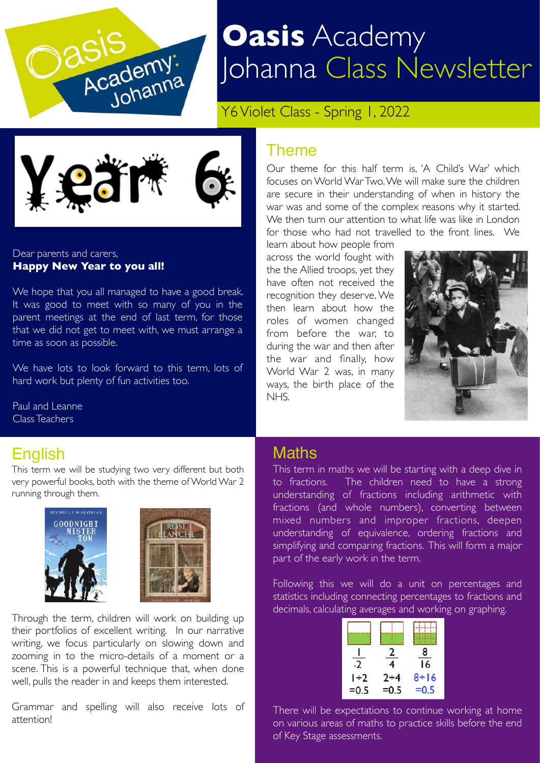# Oasis Academy Johanna Class Newsletter

Y6 Violet Class - Spring 1, 2022

Dear parents and carers,
**Happy New Year to you all!**

We hope that you all managed to have a good break. It was good to meet with so many of you in the parent meetings at the end of last term, for those that we did not get to meet with, we must arrange a time as soon as possible.

We have lots to look forward to this term, lots of hard work but plenty of fun activities too.

Paul and Leanne
Class Teachers

## Theme

Our theme for this half term is, 'A Child's War' which focuses on World War Two. We will make sure the children are secure in their understanding of when in history the war was and some of the complex reasons why it started. We then turn our attention to what life was like in London for those who had not travelled to the front lines. We learn about how people from across the world fought with the the Allied troops, yet they have often not received the recognition they deserve. We then learn about how the roles of women changed from before the war, to during the war and then after the war and finally, how World War 2 was, in many ways, the birth place of the NHS.

## English

This term we will be studying two very different but both very powerful books, both with the theme of World War 2 running through them.

Through the term, children will work on building up their portfolios of excellent writing. In our narrative writing, we focus particularly on slowing down and zooming in to the micro-details of a moment or a scene. This is a powerful technique that, when done well, pulls the reader in and keeps them interested.

Grammar and spelling will also receive lots of attention!

## Maths

This term in maths we will be starting with a deep dive in to fractions. The children need to have a strong understanding of fractions including arithmetic with fractions (and whole numbers), converting between mixed numbers and improper fractions, deepen understanding of equivalence, ordering fractions and simplifying and comparing fractions. This will form a major part of the early work in the term.

Following this we will do a unit on percentages and statistics including connecting percentages to fractions and decimals, calculating averages and working on graphing.

There will be expectations to continue working at home on various areas of maths to practice skills before the end of Key Stage assessments.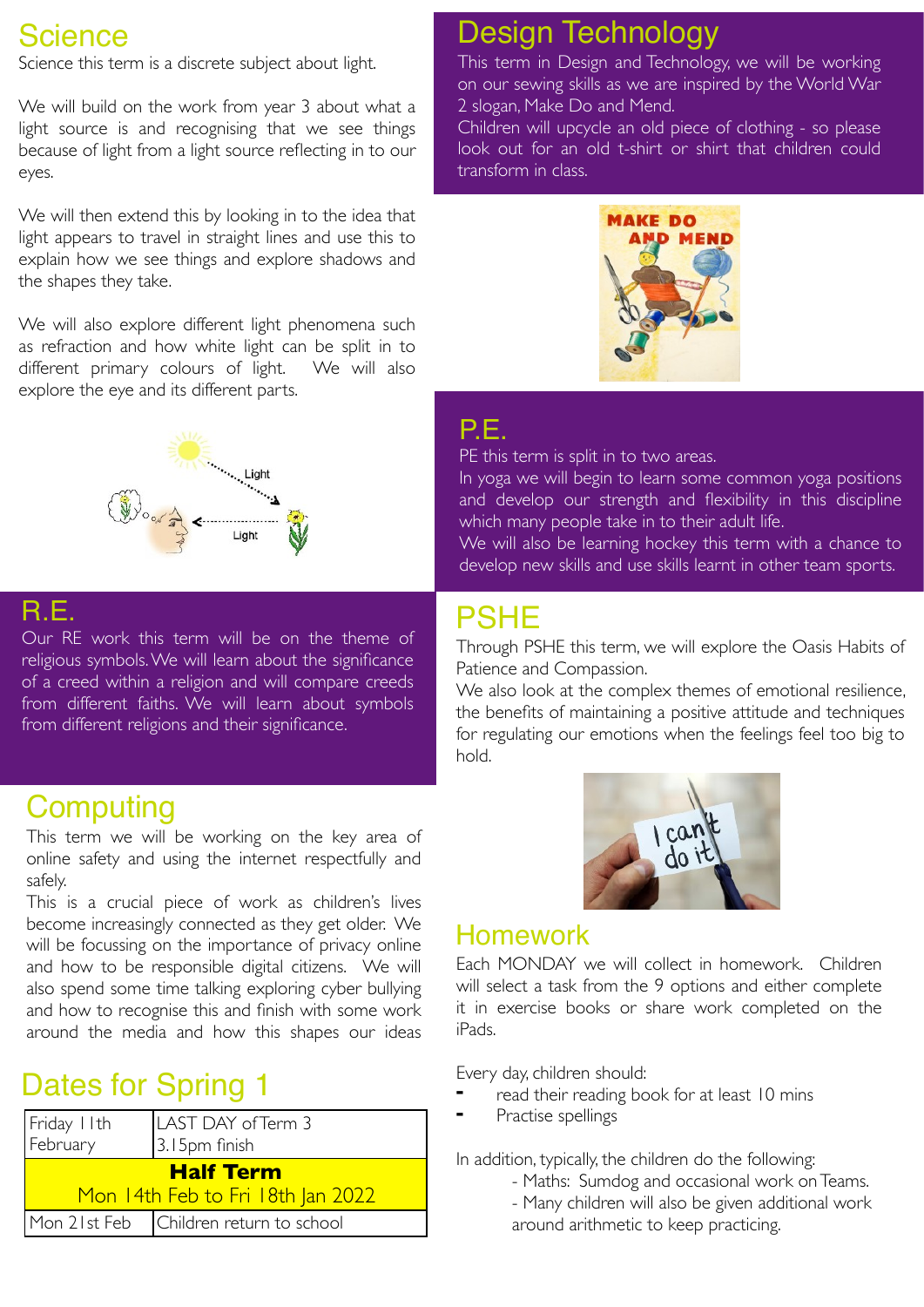## Science

Science this term is a discrete subject about light.

We will build on the work from year 3 about what a light source is and recognising that we see things because of light from a light source reflecting in to our eyes.

We will then extend this by looking in to the idea that light appears to travel in straight lines and use this to explain how we see things and explore shadows and the shapes they take.

We will also explore different light phenomena such as refraction and how white light can be split in to different primary colours of light. We will also explore the eye and its different parts.

Light

Light

## R.E.

Our RE work this term will be on the theme of religious symbols. We will learn about the significance of a creed within a religion and will compare creeds from different faiths. We will learn about symbols from different religions and their significance.

## Computing

This term we will be working on the key area of online safety and using the internet respectfully and safely.

This is a crucial piece of work as children's lives become increasingly connected as they get older. We will be focussing on the importance of privacy online and how to be responsible digital citizens. We will also spend some time talking exploring cyber bullying and how to recognise this and finish with some work around the media and how this shapes our ideas

## Dates for Spring 1

| | |
|---|---|
| Friday 11th February | LAST DAY of Term 3 3.15pm finish |
| **Half Term** Mon 14th Feb to Fri 18th Jan 2022 | |
| Mon 21st Feb | Children return to school |

## Design Technology

This term in Design and Technology, we will be working on our sewing skills as we are inspired by the World War 2 slogan, Make Do and Mend.

Children will upcycle an old piece of clothing - so please look out for an old t-shirt or shirt that children could transform in class.

MAKE DO AND MEND

## P.E.

PE this term is split in to two areas.

In yoga we will begin to learn some common yoga positions and develop our strength and flexibility in this discipline which many people take in to their adult life.

We will also be learning hockey this term with a chance to develop new skills and use skills learnt in other team sports.

## PSHE

Through PSHE this term, we will explore the Oasis Habits of Patience and Compassion.

We also look at the complex themes of emotional resilience, the benefits of maintaining a positive attitude and techniques for regulating our emotions when the feelings feel too big to hold.

I can't do it

## Homework

Each MONDAY we will collect in homework. Children will select a task from the 9 options and either complete it in exercise books or share work completed on the iPads.

Every day, children should:

- read their reading book for at least 10 mins
- Practise spellings

In addition, typically, the children do the following:

- Maths: Sumdog and occasional work on Teams.
- Many children will also be given additional work around arithmetic to keep practicing.